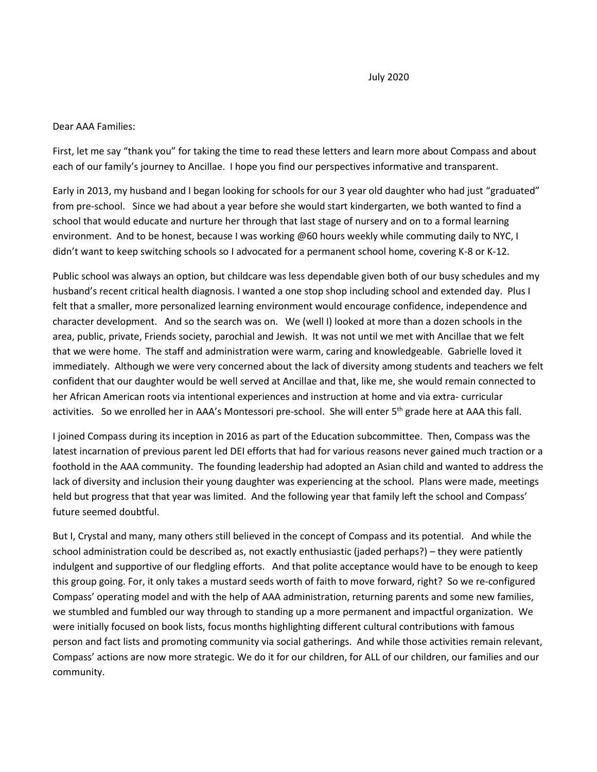July 2020

Dear AAA Families:

First, let me say "thank you" for taking the time to read these letters and learn more about Compass and about each of our family's journey to Ancillae. I hope you find our perspectives informative and transparent.

Early in 2013, my husband and I began looking for schools for our 3 year old daughter who had just "graduated" from pre-school. Since we had about a year before she would start kindergarten, we both wanted to find a school that would educate and nurture her through that last stage of nursery and on to a formal learning environment. And to be honest, because I was working @60 hours weekly while commuting daily to NYC, I didn't want to keep switching schools so I advocated for a permanent school home, covering K-8 or K-12.

Public school was always an option, but childcare was less dependable given both of our busy schedules and my husband's recent critical health diagnosis. I wanted a one stop shop including school and extended day. Plus I felt that a smaller, more personalized learning environment would encourage confidence, independence and character development. And so the search was on. We (well I) looked at more than a dozen schools in the area, public, private, Friends society, parochial and Jewish. It was not until we met with Ancillae that we felt that we were home. The staff and administration were warm, caring and knowledgeable. Gabrielle loved it immediately. Although we were very concerned about the lack of diversity among students and teachers we felt confident that our daughter would be well served at Ancillae and that, like me, she would remain connected to her African American roots via intentional experiences and instruction at home and via extra- curricular activities. So we enrolled her in AAA's Montessori pre-school. She will enter 5th grade here at AAA this fall.

I joined Compass during its inception in 2016 as part of the Education subcommittee. Then, Compass was the latest incarnation of previous parent led DEI efforts that had for various reasons never gained much traction or a foothold in the AAA community. The founding leadership had adopted an Asian child and wanted to address the lack of diversity and inclusion their young daughter was experiencing at the school. Plans were made, meetings held but progress that that year was limited. And the following year that family left the school and Compass' future seemed doubtful.

But I, Crystal and many, many others still believed in the concept of Compass and its potential. And while the school administration could be described as, not exactly enthusiastic (jaded perhaps?) – they were patiently indulgent and supportive of our fledgling efforts. And that polite acceptance would have to be enough to keep this group going. For, it only takes a mustard seeds worth of faith to move forward, right? So we re-configured Compass' operating model and with the help of AAA administration, returning parents and some new families, we stumbled and fumbled our way through to standing up a more permanent and impactful organization. We were initially focused on book lists, focus months highlighting different cultural contributions with famous person and fact lists and promoting community via social gatherings. And while those activities remain relevant, Compass' actions are now more strategic. We do it for our children, for ALL of our children, our families and our community.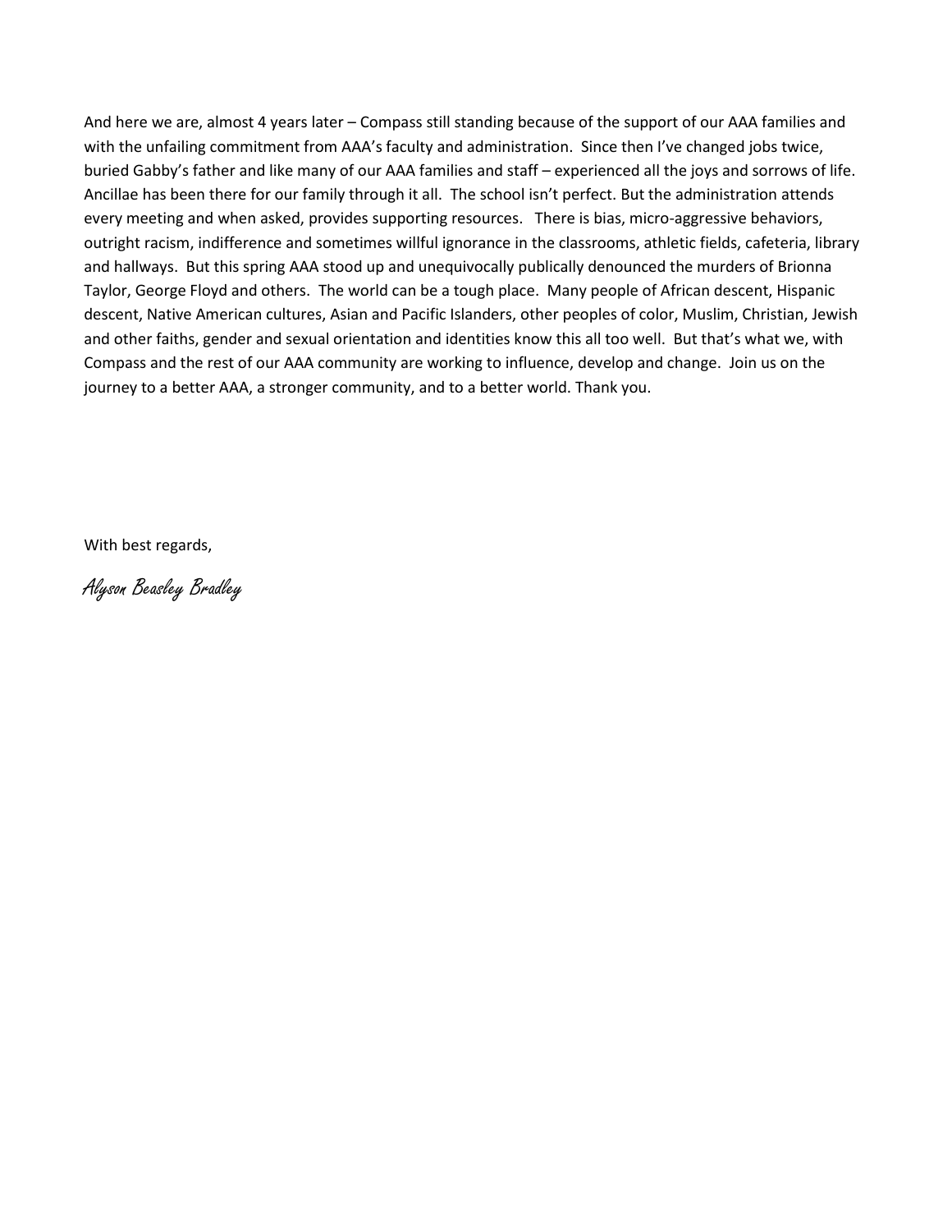And here we are, almost 4 years later – Compass still standing because of the support of our AAA families and with the unfailing commitment from AAA's faculty and administration. Since then I've changed jobs twice, buried Gabby's father and like many of our AAA families and staff – experienced all the joys and sorrows of life. Ancillae has been there for our family through it all. The school isn't perfect. But the administration attends every meeting and when asked, provides supporting resources. There is bias, micro-aggressive behaviors, outright racism, indifference and sometimes willful ignorance in the classrooms, athletic fields, cafeteria, library and hallways. But this spring AAA stood up and unequivocally publically denounced the murders of Brionna Taylor, George Floyd and others. The world can be a tough place. Many people of African descent, Hispanic descent, Native American cultures, Asian and Pacific Islanders, other peoples of color, Muslim, Christian, Jewish and other faiths, gender and sexual orientation and identities know this all too well. But that's what we, with Compass and the rest of our AAA community are working to influence, develop and change. Join us on the journey to a better AAA, a stronger community, and to a better world. Thank you.

With best regards,

*Alyson Beasley Bradley*